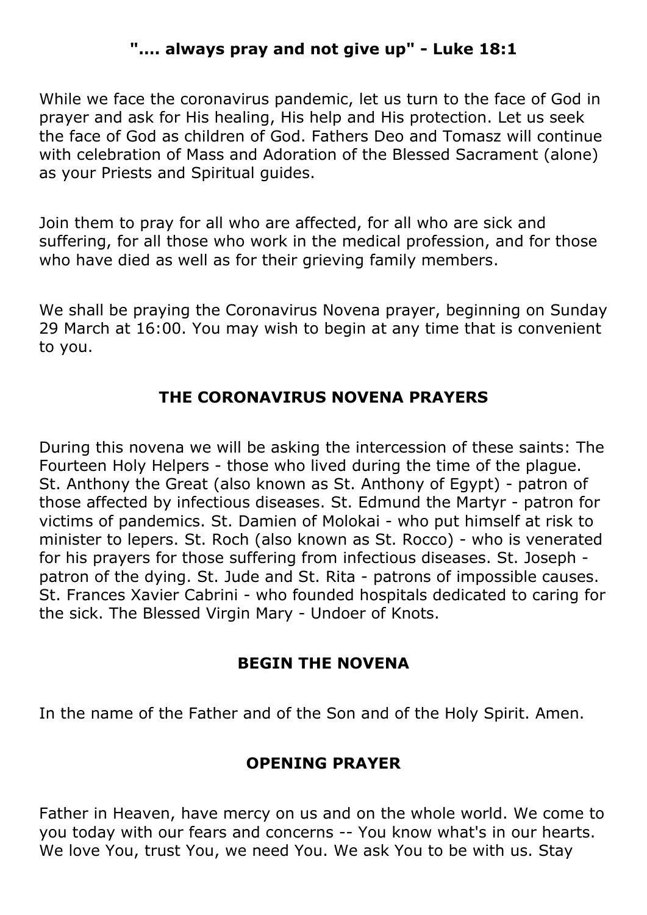**".... always pray and not give up" - Luke 18:1**

While we face the coronavirus pandemic, let us turn to the face of God in prayer and ask for His healing, His help and His protection. Let us seek the face of God as children of God. Fathers Deo and Tomasz will continue with celebration of Mass and Adoration of the Blessed Sacrament (alone) as your Priests and Spiritual guides.

Join them to pray for all who are affected, for all who are sick and suffering, for all those who work in the medical profession, and for those who have died as well as for their grieving family members.

We shall be praying the Coronavirus Novena prayer, beginning on Sunday 29 March at 16:00. You may wish to begin at any time that is convenient to you.

## THE CORONAVIRUS NOVENA PRAYERS

During this novena we will be asking the intercession of these saints: The Fourteen Holy Helpers - those who lived during the time of the plague. St. Anthony the Great (also known as St. Anthony of Egypt) - patron of those affected by infectious diseases. St. Edmund the Martyr - patron for victims of pandemics. St. Damien of Molokai - who put himself at risk to minister to lepers. St. Roch (also known as St. Rocco) - who is venerated for his prayers for those suffering from infectious diseases. St. Joseph - patron of the dying. St. Jude and St. Rita - patrons of impossible causes. St. Frances Xavier Cabrini - who founded hospitals dedicated to caring for the sick. The Blessed Virgin Mary - Undoer of Knots.

## BEGIN THE NOVENA

In the name of the Father and of the Son and of the Holy Spirit. Amen.

## OPENING PRAYER

Father in Heaven, have mercy on us and on the whole world. We come to you today with our fears and concerns -- You know what's in our hearts. We love You, trust You, we need You. We ask You to be with us. Stay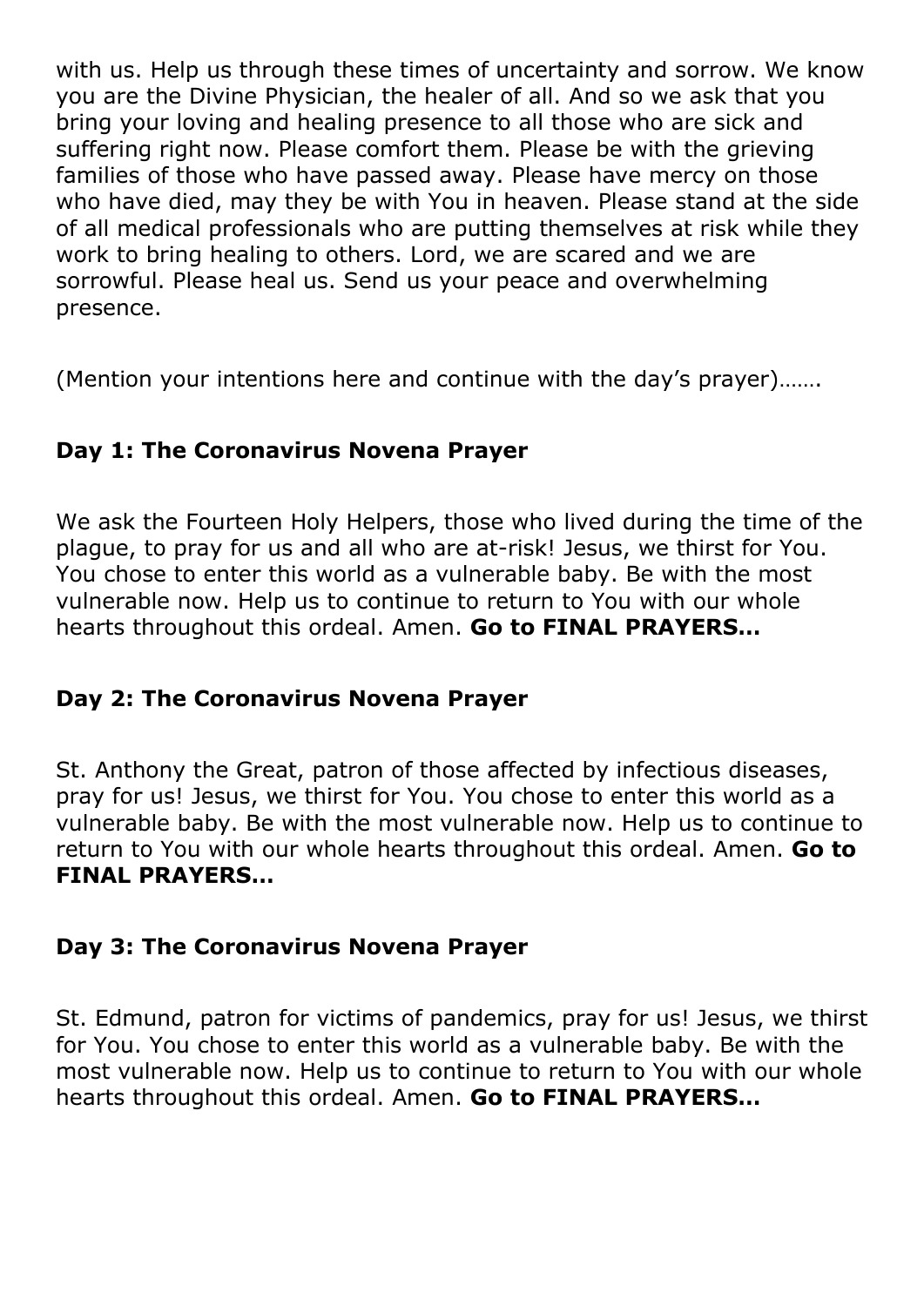with us. Help us through these times of uncertainty and sorrow. We know you are the Divine Physician, the healer of all. And so we ask that you bring your loving and healing presence to all those who are sick and suffering right now. Please comfort them. Please be with the grieving families of those who have passed away. Please have mercy on those who have died, may they be with You in heaven. Please stand at the side of all medical professionals who are putting themselves at risk while they work to bring healing to others. Lord, we are scared and we are sorrowful. Please heal us. Send us your peace and overwhelming presence.

(Mention your intentions here and continue with the day's prayer)…….

### Day 1: The Coronavirus Novena Prayer

We ask the Fourteen Holy Helpers, those who lived during the time of the plague, to pray for us and all who are at-risk! Jesus, we thirst for You. You chose to enter this world as a vulnerable baby. Be with the most vulnerable now. Help us to continue to return to You with our whole hearts throughout this ordeal. Amen. **Go to FINAL PRAYERS…**

### Day 2: The Coronavirus Novena Prayer

St. Anthony the Great, patron of those affected by infectious diseases, pray for us! Jesus, we thirst for You. You chose to enter this world as a vulnerable baby. Be with the most vulnerable now. Help us to continue to return to You with our whole hearts throughout this ordeal. Amen. **Go to FINAL PRAYERS…**

### Day 3: The Coronavirus Novena Prayer

St. Edmund, patron for victims of pandemics, pray for us! Jesus, we thirst for You. You chose to enter this world as a vulnerable baby. Be with the most vulnerable now. Help us to continue to return to You with our whole hearts throughout this ordeal. Amen. **Go to FINAL PRAYERS…**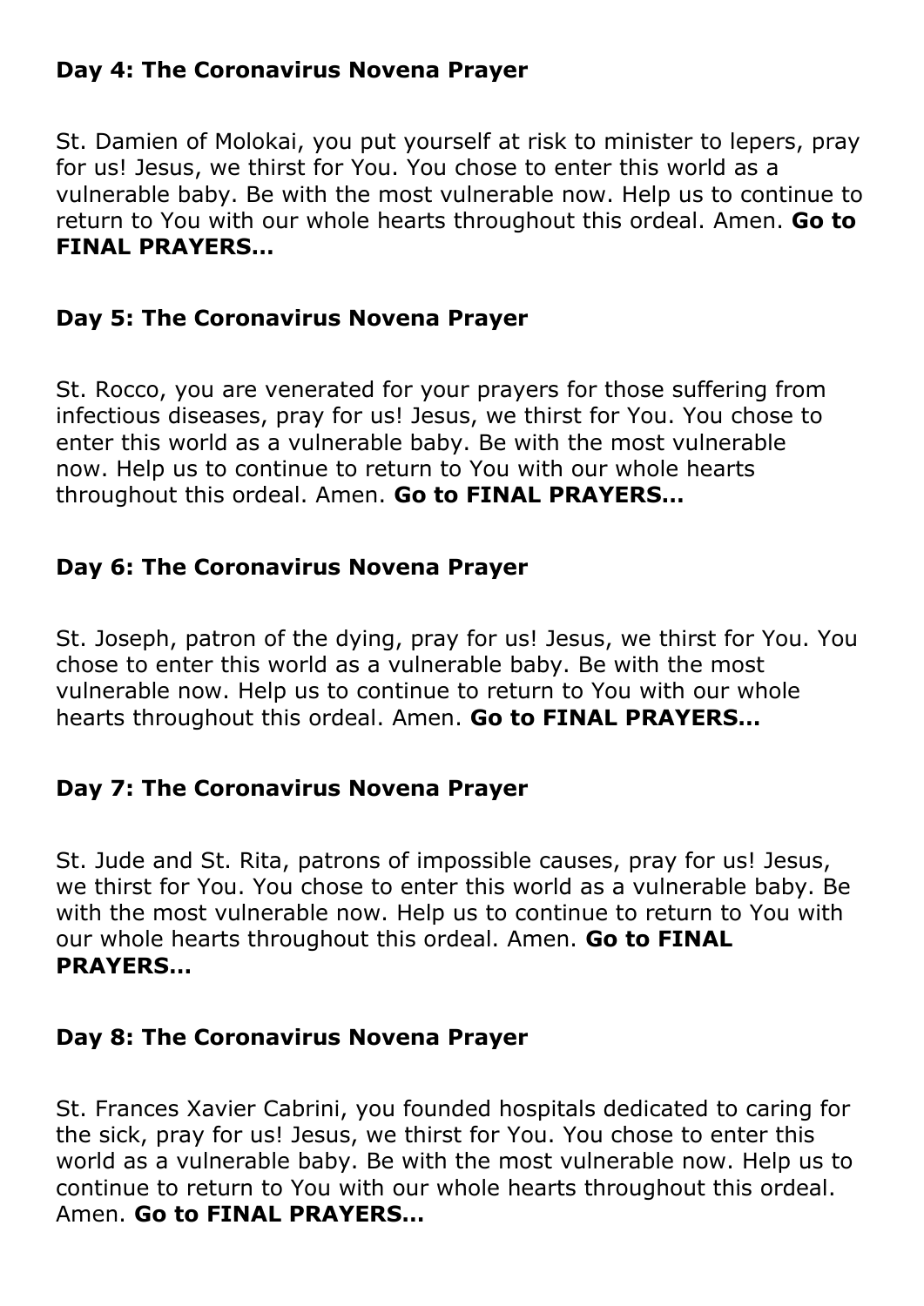## Day 4: The Coronavirus Novena Prayer

St. Damien of Molokai, you put yourself at risk to minister to lepers, pray for us! Jesus, we thirst for You. You chose to enter this world as a vulnerable baby. Be with the most vulnerable now. Help us to continue to return to You with our whole hearts throughout this ordeal. Amen. **Go to FINAL PRAYERS…**

## Day 5: The Coronavirus Novena Prayer

St. Rocco, you are venerated for your prayers for those suffering from infectious diseases, pray for us! Jesus, we thirst for You. You chose to enter this world as a vulnerable baby. Be with the most vulnerable now. Help us to continue to return to You with our whole hearts throughout this ordeal. Amen. **Go to FINAL PRAYERS…**

## Day 6: The Coronavirus Novena Prayer

St. Joseph, patron of the dying, pray for us! Jesus, we thirst for You. You chose to enter this world as a vulnerable baby. Be with the most vulnerable now. Help us to continue to return to You with our whole hearts throughout this ordeal. Amen. **Go to FINAL PRAYERS…**

## Day 7: The Coronavirus Novena Prayer

St. Jude and St. Rita, patrons of impossible causes, pray for us! Jesus, we thirst for You. You chose to enter this world as a vulnerable baby. Be with the most vulnerable now. Help us to continue to return to You with our whole hearts throughout this ordeal. Amen. **Go to FINAL PRAYERS…**

## Day 8: The Coronavirus Novena Prayer

St. Frances Xavier Cabrini, you founded hospitals dedicated to caring for the sick, pray for us! Jesus, we thirst for You. You chose to enter this world as a vulnerable baby. Be with the most vulnerable now. Help us to continue to return to You with our whole hearts throughout this ordeal. Amen. **Go to FINAL PRAYERS…**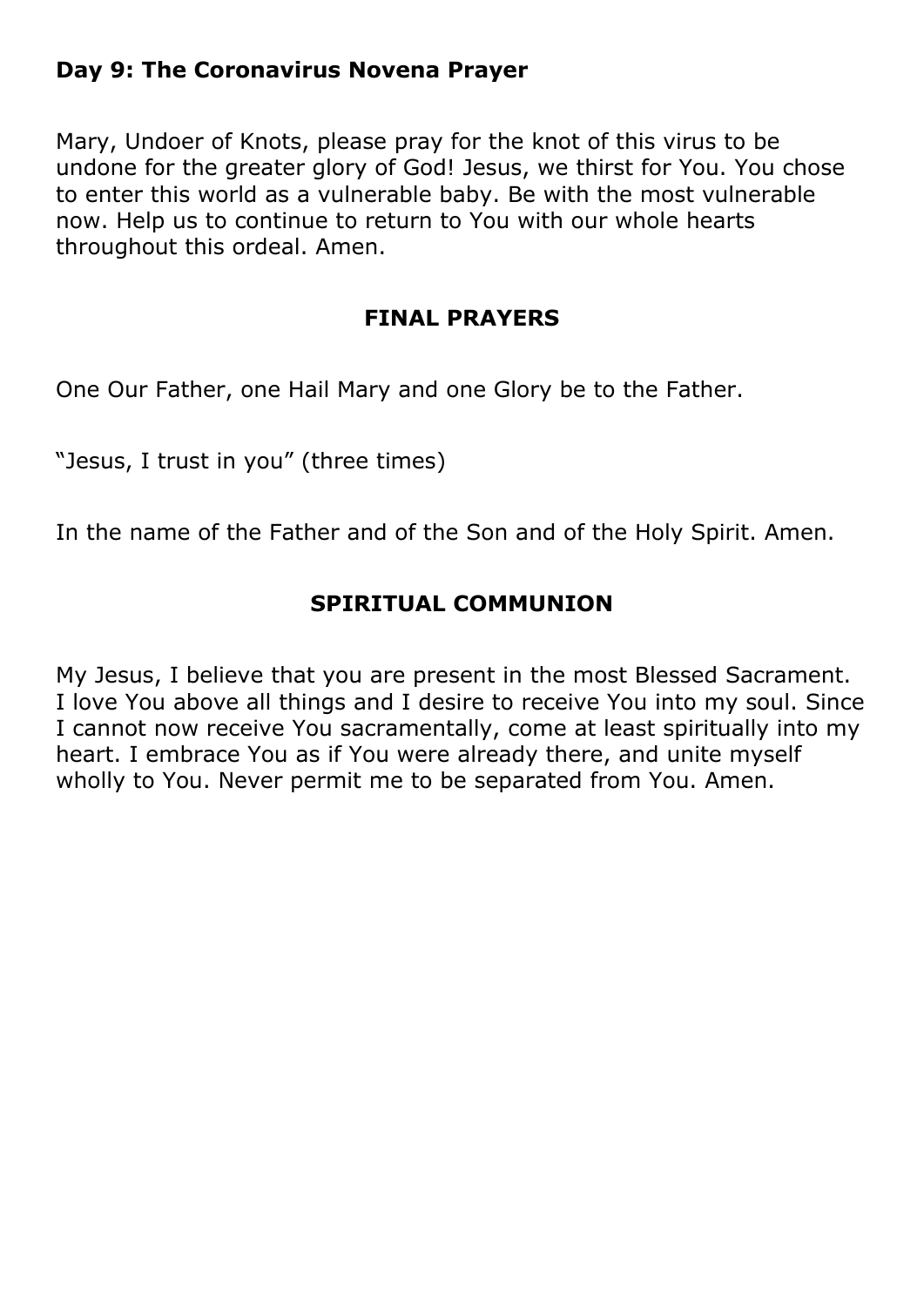### Day 9: The Coronavirus Novena Prayer

Mary, Undoer of Knots, please pray for the knot of this virus to be undone for the greater glory of God! Jesus, we thirst for You. You chose to enter this world as a vulnerable baby. Be with the most vulnerable now. Help us to continue to return to You with our whole hearts throughout this ordeal. Amen.

## FINAL PRAYERS

One Our Father, one Hail Mary and one Glory be to the Father.

"Jesus, I trust in you" (three times)

In the name of the Father and of the Son and of the Holy Spirit. Amen.

## SPIRITUAL COMMUNION

My Jesus, I believe that you are present in the most Blessed Sacrament. I love You above all things and I desire to receive You into my soul. Since I cannot now receive You sacramentally, come at least spiritually into my heart. I embrace You as if You were already there, and unite myself wholly to You. Never permit me to be separated from You. Amen.